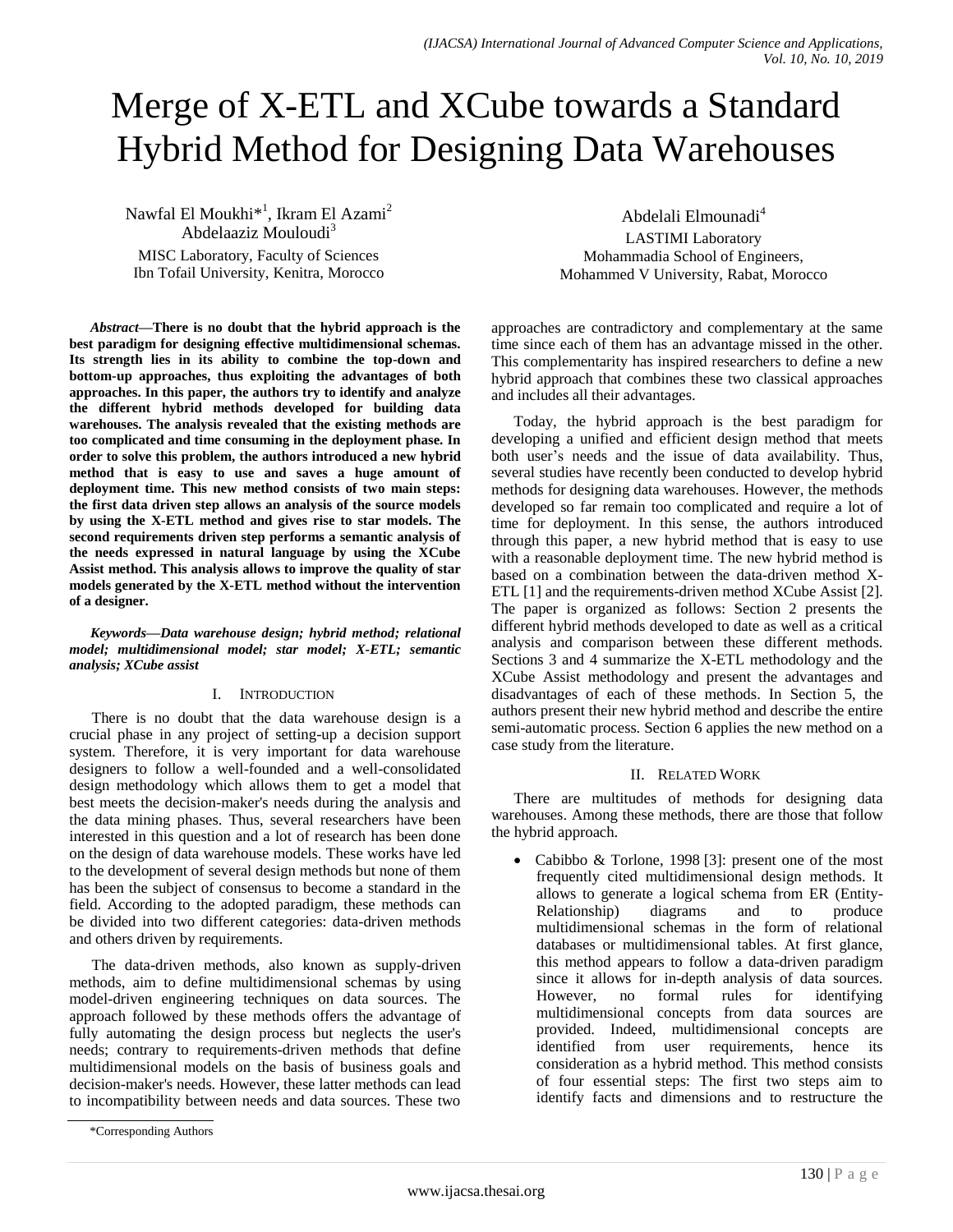# Merge of X-ETL and XCube towards a Standard Hybrid Method for Designing Data Warehouses

Nawfal El Moukhi*[1], Ikram El Azami[2]
Abdelaaziz Mouloudi[3]
MISC Laboratory, Faculty of Sciences
Ibn Tofail University, Kenitra, Morocco

Abdelali Elmounadi[4]
LASTIMI Laboratory
Mohammadia School of Engineers,
Mohammed V University, Rabat, Morocco

***Abstract*—There is no doubt that the hybrid approach is the best paradigm for designing effective multidimensional schemas. Its strength lies in its ability to combine the top-down and bottom-up approaches, thus exploiting the advantages of both approaches. In this paper, the authors try to identify and analyze the different hybrid methods developed for building data warehouses. The analysis revealed that the existing methods are too complicated and time consuming in the deployment phase. In order to solve this problem, the authors introduced a new hybrid method that is easy to use and saves a huge amount of deployment time. This new method consists of two main steps: the first data driven step allows an analysis of the source models by using the X-ETL method and gives rise to star models. The second requirements driven step performs a semantic analysis of the needs expressed in natural language by using the XCube Assist method. This analysis allows to improve the quality of star models generated by the X-ETL method without the intervention of a designer.**

***Keywords*—*Data warehouse design; hybrid method; relational model; multidimensional model; star model; X-ETL; semantic analysis; XCube assist***

## I. Introduction

There is no doubt that the data warehouse design is a crucial phase in any project of setting-up a decision support system. Therefore, it is very important for data warehouse designers to follow a well-founded and a well-consolidated design methodology which allows them to get a model that best meets the decision-maker's needs during the analysis and the data mining phases. Thus, several researchers have been interested in this question and a lot of research has been done on the design of data warehouse models. These works have led to the development of several design methods but none of them has been the subject of consensus to become a standard in the field. According to the adopted paradigm, these methods can be divided into two different categories: data-driven methods and others driven by requirements.

The data-driven methods, also known as supply-driven methods, aim to define multidimensional schemas by using model-driven engineering techniques on data sources. The approach followed by these methods offers the advantage of fully automating the design process but neglects the user's needs; contrary to requirements-driven methods that define multidimensional models on the basis of business goals and decision-maker's needs. However, these latter methods can lead to incompatibility between needs and data sources. These two approaches are contradictory and complementary at the same time since each of them has an advantage missed in the other. This complementarity has inspired researchers to define a new hybrid approach that combines these two classical approaches and includes all their advantages.

Today, the hybrid approach is the best paradigm for developing a unified and efficient design method that meets both user's needs and the issue of data availability. Thus, several studies have recently been conducted to develop hybrid methods for designing data warehouses. However, the methods developed so far remain too complicated and require a lot of time for deployment. In this sense, the authors introduced through this paper, a new hybrid method that is easy to use with a reasonable deployment time. The new hybrid method is based on a combination between the data-driven method X-ETL [1] and the requirements-driven method XCube Assist [2]. The paper is organized as follows: Section 2 presents the different hybrid methods developed to date as well as a critical analysis and comparison between these different methods. Sections 3 and 4 summarize the X-ETL methodology and the XCube Assist methodology and present the advantages and disadvantages of each of these methods. In Section 5, the authors present their new hybrid method and describe the entire semi-automatic process. Section 6 applies the new method on a case study from the literature.

## II. Related Work

There are multitudes of methods for designing data warehouses. Among these methods, there are those that follow the hybrid approach.

- Cabibbo & Torlone, 1998 [3]: present one of the most frequently cited multidimensional design methods. It allows to generate a logical schema from ER (Entity-Relationship) diagrams and to produce multidimensional schemas in the form of relational databases or multidimensional tables. At first glance, this method appears to follow a data-driven paradigm since it allows for in-depth analysis of data sources. However, no formal rules for identifying multidimensional concepts from data sources are provided. Indeed, multidimensional concepts are identified from user requirements, hence its consideration as a hybrid method. This method consists of four essential steps: The first two steps aim to identify facts and dimensions and to restructure the

*Corresponding Authors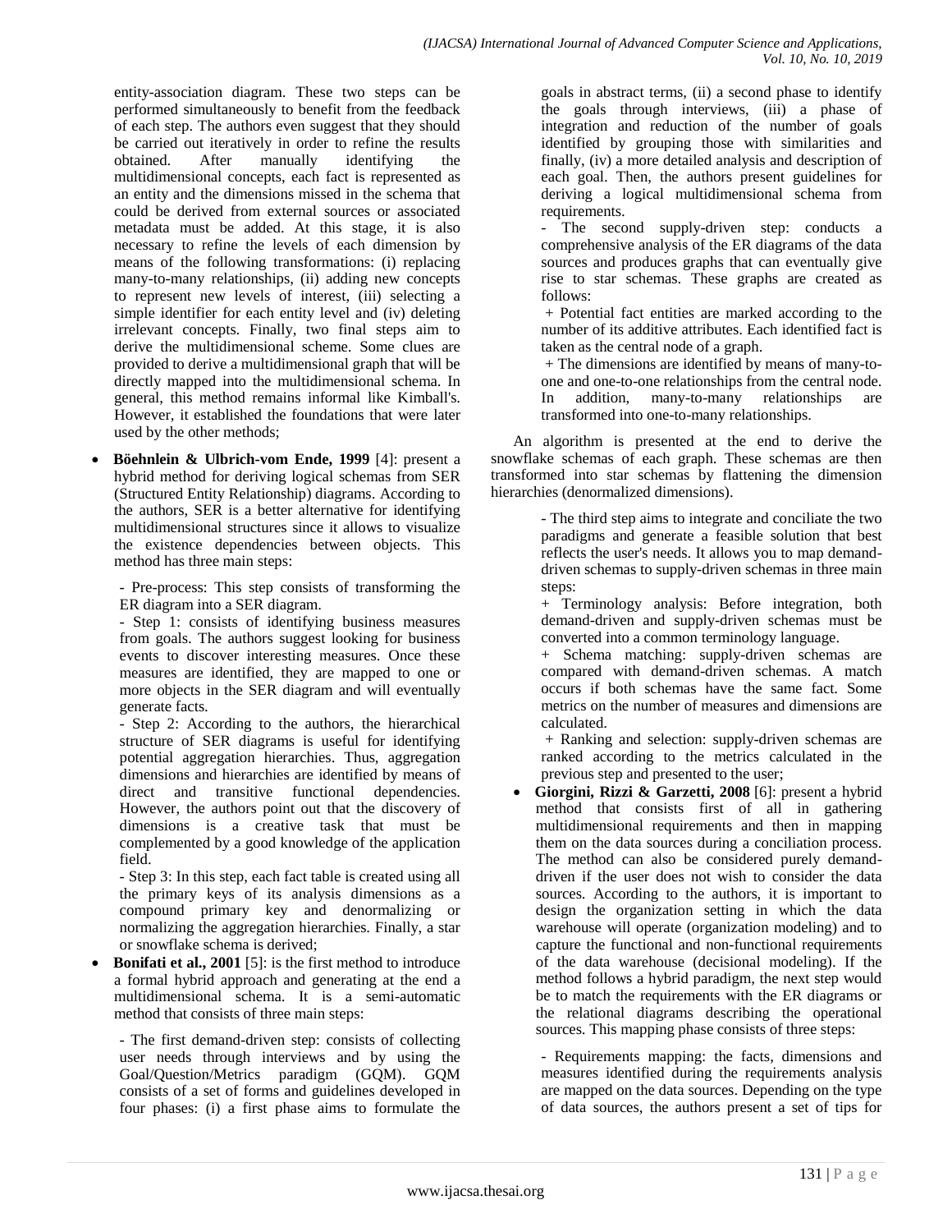entity-association diagram. These two steps can be performed simultaneously to benefit from the feedback of each step. The authors even suggest that they should be carried out iteratively in order to refine the results obtained. After manually identifying the multidimensional concepts, each fact is represented as an entity and the dimensions missed in the schema that could be derived from external sources or associated metadata must be added. At this stage, it is also necessary to refine the levels of each dimension by means of the following transformations: (i) replacing many-to-many relationships, (ii) adding new concepts to represent new levels of interest, (iii) selecting a simple identifier for each entity level and (iv) deleting irrelevant concepts. Finally, two final steps aim to derive the multidimensional scheme. Some clues are provided to derive a multidimensional graph that will be directly mapped into the multidimensional schema. In general, this method remains informal like Kimball's. However, it established the foundations that were later used by the other methods;

- **Böehnlein & Ulbrich-vom Ende, 1999** [4]: present a hybrid method for deriving logical schemas from SER (Structured Entity Relationship) diagrams. According to the authors, SER is a better alternative for identifying multidimensional structures since it allows to visualize the existence dependencies between objects. This method has three main steps:

  - Pre-process: This step consists of transforming the ER diagram into a SER diagram.
  - Step 1: consists of identifying business measures from goals. The authors suggest looking for business events to discover interesting measures. Once these measures are identified, they are mapped to one or more objects in the SER diagram and will eventually generate facts.
  - Step 2: According to the authors, the hierarchical structure of SER diagrams is useful for identifying potential aggregation hierarchies. Thus, aggregation dimensions and hierarchies are identified by means of direct and transitive functional dependencies. However, the authors point out that the discovery of dimensions is a creative task that must be complemented by a good knowledge of the application field.
  - Step 3: In this step, each fact table is created using all the primary keys of its analysis dimensions as a compound primary key and denormalizing or normalizing the aggregation hierarchies. Finally, a star or snowflake schema is derived;

- **Bonifati et al., 2001** [5]: is the first method to introduce a formal hybrid approach and generating at the end a multidimensional schema. It is a semi-automatic method that consists of three main steps:

  - The first demand-driven step: consists of collecting user needs through interviews and by using the Goal/Question/Metrics paradigm (GQM). GQM consists of a set of forms and guidelines developed in four phases: (i) a first phase aims to formulate the goals in abstract terms, (ii) a second phase to identify the goals through interviews, (iii) a phase of integration and reduction of the number of goals identified by grouping those with similarities and finally, (iv) a more detailed analysis and description of each goal. Then, the authors present guidelines for deriving a logical multidimensional schema from requirements.
  - The second supply-driven step: conducts a comprehensive analysis of the ER diagrams of the data sources and produces graphs that can eventually give rise to star schemas. These graphs are created as follows:
    + Potential fact entities are marked according to the number of its additive attributes. Each identified fact is taken as the central node of a graph.
    + The dimensions are identified by means of many-to-one and one-to-one relationships from the central node. In addition, many-to-many relationships are transformed into one-to-many relationships.

  An algorithm is presented at the end to derive the snowflake schemas of each graph. These schemas are then transformed into star schemas by flattening the dimension hierarchies (denormalized dimensions).

  - The third step aims to integrate and conciliate the two paradigms and generate a feasible solution that best reflects the user's needs. It allows you to map demand-driven schemas to supply-driven schemas in three main steps:
    + Terminology analysis: Before integration, both demand-driven and supply-driven schemas must be converted into a common terminology language.
    + Schema matching: supply-driven schemas are compared with demand-driven schemas. A match occurs if both schemas have the same fact. Some metrics on the number of measures and dimensions are calculated.
    + Ranking and selection: supply-driven schemas are ranked according to the metrics calculated in the previous step and presented to the user;

- **Giorgini, Rizzi & Garzetti, 2008** [6]: present a hybrid method that consists first of all in gathering multidimensional requirements and then in mapping them on the data sources during a conciliation process. The method can also be considered purely demand-driven if the user does not wish to consider the data sources. According to the authors, it is important to design the organization setting in which the data warehouse will operate (organization modeling) and to capture the functional and non-functional requirements of the data warehouse (decisional modeling). If the method follows a hybrid paradigm, the next step would be to match the requirements with the ER diagrams or the relational diagrams describing the operational sources. This mapping phase consists of three steps:

  - Requirements mapping: the facts, dimensions and measures identified during the requirements analysis are mapped on the data sources. Depending on the type of data sources, the authors present a set of tips for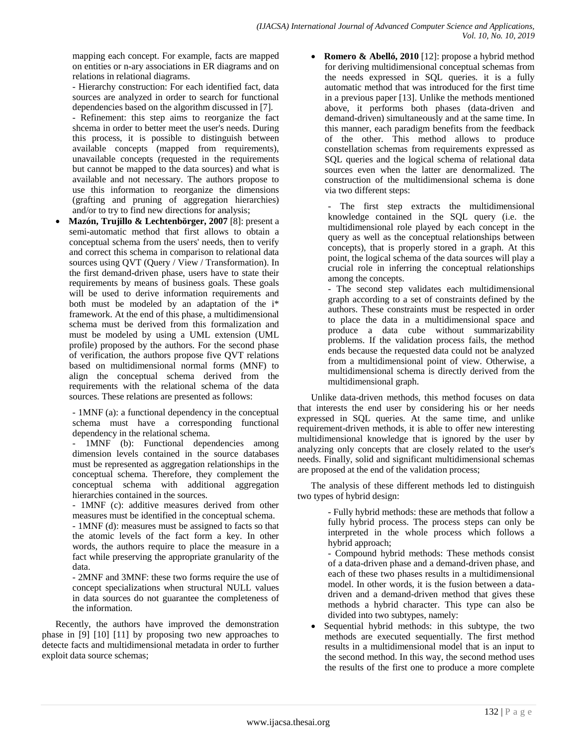mapping each concept. For example, facts are mapped on entities or n-ary associations in ER diagrams and on relations in relational diagrams.

- Hierarchy construction: For each identified fact, data sources are analyzed in order to search for functional dependencies based on the algorithm discussed in [7].

- Refinement: this step aims to reorganize the fact shcema in order to better meet the user's needs. During this process, it is possible to distinguish between available concepts (mapped from requirements), unavailable concepts (requested in the requirements but cannot be mapped to the data sources) and what is available and not necessary. The authors propose to use this information to reorganize the dimensions (grafting and pruning of aggregation hierarchies) and/or to try to find new directions for analysis;

- **Mazón, Trujillo & Lechtenbörger, 2007** [8]: present a semi-automatic method that first allows to obtain a conceptual schema from the users' needs, then to verify and correct this schema in comparison to relational data sources using QVT (Query / View / Transformation). In the first demand-driven phase, users have to state their requirements by means of business goals. These goals will be used to derive information requirements and both must be modeled by an adaptation of the i* framework. At the end of this phase, a multidimensional schema must be derived from this formalization and must be modeled by using a UML extension (UML profile) proposed by the authors. For the second phase of verification, the authors propose five QVT relations based on multidimensional normal forms (MNF) to align the conceptual schema derived from the requirements with the relational schema of the data sources. These relations are presented as follows:

  - 1MNF (a): a functional dependency in the conceptual schema must have a corresponding functional dependency in the relational schema.

  - 1MNF (b): Functional dependencies among dimension levels contained in the source databases must be represented as aggregation relationships in the conceptual schema. Therefore, they complement the conceptual schema with additional aggregation hierarchies contained in the sources.

  - 1MNF (c): additive measures derived from other measures must be identified in the conceptual schema.

  - 1MNF (d): measures must be assigned to facts so that the atomic levels of the fact form a key. In other words, the authors require to place the measure in a fact while preserving the appropriate granularity of the data.

  - 2MNF and 3MNF: these two forms require the use of concept specializations when structural NULL values in data sources do not guarantee the completeness of the information.

Recently, the authors have improved the demonstration phase in [9] [10] [11] by proposing two new approaches to detecte facts and multidimensional metadata in order to further exploit data source schemas;

- **Romero & Abelló, 2010** [12]: propose a hybrid method for deriving multidimensional conceptual schemas from the needs expressed in SQL queries. it is a fully automatic method that was introduced for the first time in a previous paper [13]. Unlike the methods mentioned above, it performs both phases (data-driven and demand-driven) simultaneously and at the same time. In this manner, each paradigm benefits from the feedback of the other. This method allows to produce constellation schemas from requirements expressed as SQL queries and the logical schema of relational data sources even when the latter are denormalized. The construction of the multidimensional schema is done via two different steps:

  - The first step extracts the multidimensional knowledge contained in the SQL query (i.e. the multidimensional role played by each concept in the query as well as the conceptual relationships between concepts), that is properly stored in a graph. At this point, the logical schema of the data sources will play a crucial role in inferring the conceptual relationships among the concepts.

  - The second step validates each multidimensional graph according to a set of constraints defined by the authors. These constraints must be respected in order to place the data in a multidimensional space and produce a data cube without summarizability problems. If the validation process fails, the method ends because the requested data could not be analyzed from a multidimensional point of view. Otherwise, a multidimensional schema is directly derived from the multidimensional graph.

Unlike data-driven methods, this method focuses on data that interests the end user by considering his or her needs expressed in SQL queries. At the same time, and unlike requirement-driven methods, it is able to offer new interesting multidimensional knowledge that is ignored by the user by analyzing only concepts that are closely related to the user's needs. Finally, solid and significant multidimensional schemas are proposed at the end of the validation process;

The analysis of these different methods led to distinguish two types of hybrid design:

- Fully hybrid methods: these are methods that follow a fully hybrid process. The process steps can only be interpreted in the whole process which follows a hybrid approach;

- Compound hybrid methods: These methods consist of a data-driven phase and a demand-driven phase, and each of these two phases results in a multidimensional model. In other words, it is the fusion between a data-driven and a demand-driven method that gives these methods a hybrid character. This type can also be divided into two subtypes, namely:

- Sequential hybrid methods: in this subtype, the two methods are executed sequentially. The first method results in a multidimensional model that is an input to the second method. In this way, the second method uses the results of the first one to produce a more complete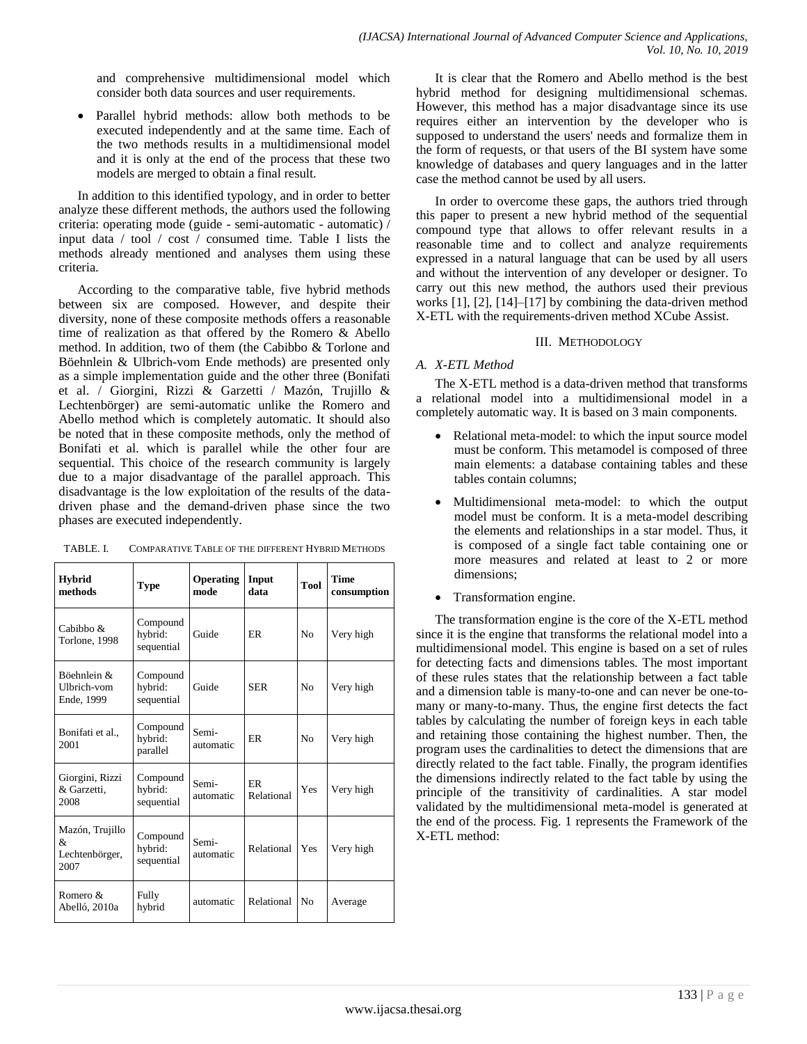and comprehensive multidimensional model which consider both data sources and user requirements.

- Parallel hybrid methods: allow both methods to be executed independently and at the same time. Each of the two methods results in a multidimensional model and it is only at the end of the process that these two models are merged to obtain a final result.

In addition to this identified typology, and in order to better analyze these different methods, the authors used the following criteria: operating mode (guide - semi-automatic - automatic) / input data / tool / cost / consumed time. Table I lists the methods already mentioned and analyses them using these criteria.

According to the comparative table, five hybrid methods between six are composed. However, and despite their diversity, none of these composite methods offers a reasonable time of realization as that offered by the Romero & Abello method. In addition, two of them (the Cabibbo & Torlone and Böehnlein & Ulbrich-vom Ende methods) are presented only as a simple implementation guide and the other three (Bonifati et al. / Giorgini, Rizzi & Garzetti / Mazón, Trujillo & Lechtenbörger) are semi-automatic unlike the Romero and Abello method which is completely automatic. It should also be noted that in these composite methods, only the method of Bonifati et al. which is parallel while the other four are sequential. This choice of the research community is largely due to a major disadvantage of the parallel approach. This disadvantage is the low exploitation of the results of the data-driven phase and the demand-driven phase since the two phases are executed independently.

TABLE. I. COMPARATIVE TABLE OF THE DIFFERENT HYBRID METHODS

| Hybrid methods | Type | Operating mode | Input data | Tool | Time consumption |
|---|---|---|---|---|---|
| Cabibbo & Torlone, 1998 | Compound hybrid: sequential | Guide | ER | No | Very high |
| Böehnlein & Ulbrich-vom Ende, 1999 | Compound hybrid: sequential | Guide | SER | No | Very high |
| Bonifati et al., 2001 | Compound hybrid: parallel | Semi-automatic | ER | No | Very high |
| Giorgini, Rizzi & Garzetti, 2008 | Compound hybrid: sequential | Semi-automatic | ER Relational | Yes | Very high |
| Mazón, Trujillo & Lechtenbörger, 2007 | Compound hybrid: sequential | Semi-automatic | Relational | Yes | Very high |
| Romero & Abelló, 2010a | Fully hybrid | automatic | Relational | No | Average |

It is clear that the Romero and Abello method is the best hybrid method for designing multidimensional schemas. However, this method has a major disadvantage since its use requires either an intervention by the developer who is supposed to understand the users' needs and formalize them in the form of requests, or that users of the BI system have some knowledge of databases and query languages and in the latter case the method cannot be used by all users.

In order to overcome these gaps, the authors tried through this paper to present a new hybrid method of the sequential compound type that allows to offer relevant results in a reasonable time and to collect and analyze requirements expressed in a natural language that can be used by all users and without the intervention of any developer or designer. To carry out this new method, the authors used their previous works [1], [2], [14]–[17] by combining the data-driven method X-ETL with the requirements-driven method XCube Assist.

## III. METHODOLOGY

### A. X-ETL Method

The X-ETL method is a data-driven method that transforms a relational model into a multidimensional model in a completely automatic way. It is based on 3 main components.

- Relational meta-model: to which the input source model must be conform. This metamodel is composed of three main elements: a database containing tables and these tables contain columns;
- Multidimensional meta-model: to which the output model must be conform. It is a meta-model describing the elements and relationships in a star model. Thus, it is composed of a single fact table containing one or more measures and related at least to 2 or more dimensions;
- Transformation engine.

The transformation engine is the core of the X-ETL method since it is the engine that transforms the relational model into a multidimensional model. This engine is based on a set of rules for detecting facts and dimensions tables. The most important of these rules states that the relationship between a fact table and a dimension table is many-to-one and can never be one-to-many or many-to-many. Thus, the engine first detects the fact tables by calculating the number of foreign keys in each table and retaining those containing the highest number. Then, the program uses the cardinalities to detect the dimensions that are directly related to the fact table. Finally, the program identifies the dimensions indirectly related to the fact table by using the principle of the transitivity of cardinalities. A star model validated by the multidimensional meta-model is generated at the end of the process. Fig. 1 represents the Framework of the X-ETL method: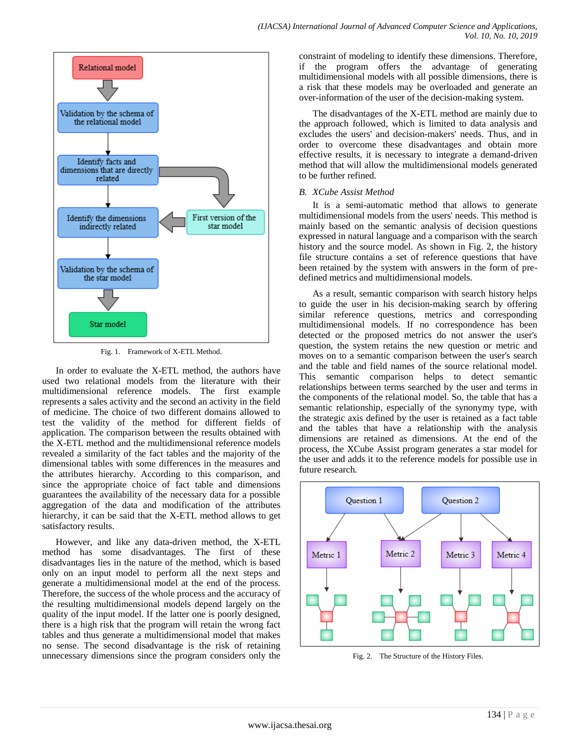Fig. 1. Framework of X-ETL Method.

In order to evaluate the X-ETL method, the authors have used two relational models from the literature with their multidimensional reference models. The first example represents a sales activity and the second an activity in the field of medicine. The choice of two different domains allowed to test the validity of the method for different fields of application. The comparison between the results obtained with the X-ETL method and the multidimensional reference models revealed a similarity of the fact tables and the majority of the dimensional tables with some differences in the measures and the attributes hierarchy. According to this comparison, and since the appropriate choice of fact table and dimensions guarantees the availability of the necessary data for a possible aggregation of the data and modification of the attributes hierarchy, it can be said that the X-ETL method allows to get satisfactory results.

However, and like any data-driven method, the X-ETL method has some disadvantages. The first of these disadvantages lies in the nature of the method, which is based only on an input model to perform all the next steps and generate a multidimensional model at the end of the process. Therefore, the success of the whole process and the accuracy of the resulting multidimensional models depend largely on the quality of the input model. If the latter one is poorly designed, there is a high risk that the program will retain the wrong fact tables and thus generate a multidimensional model that makes no sense. The second disadvantage is the risk of retaining unnecessary dimensions since the program considers only the constraint of modeling to identify these dimensions. Therefore, if the program offers the advantage of generating multidimensional models with all possible dimensions, there is a risk that these models may be overloaded and generate an over-information of the user of the decision-making system.

The disadvantages of the X-ETL method are mainly due to the approach followed, which is limited to data analysis and excludes the users' and decision-makers' needs. Thus, and in order to overcome these disadvantages and obtain more effective results, it is necessary to integrate a demand-driven method that will allow the multidimensional models generated to be further refined.

### *B. XCube Assist Method*

It is a semi-automatic method that allows to generate multidimensional models from the users' needs. This method is mainly based on the semantic analysis of decision questions expressed in natural language and a comparison with the search history and the source model. As shown in Fig. 2, the history file structure contains a set of reference questions that have been retained by the system with answers in the form of pre-defined metrics and multidimensional models.

As a result, semantic comparison with search history helps to guide the user in his decision-making search by offering similar reference questions, metrics and corresponding multidimensional models. If no correspondence has been detected or the proposed metrics do not answer the user's question, the system retains the new question or metric and moves on to a semantic comparison between the user's search and the table and field names of the source relational model. This semantic comparison helps to detect semantic relationships between terms searched by the user and terms in the components of the relational model. So, the table that has a semantic relationship, especially of the synonymy type, with the strategic axis defined by the user is retained as a fact table and the tables that have a relationship with the analysis dimensions are retained as dimensions. At the end of the process, the XCube Assist program generates a star model for the user and adds it to the reference models for possible use in future research.

Fig. 2. The Structure of the History Files.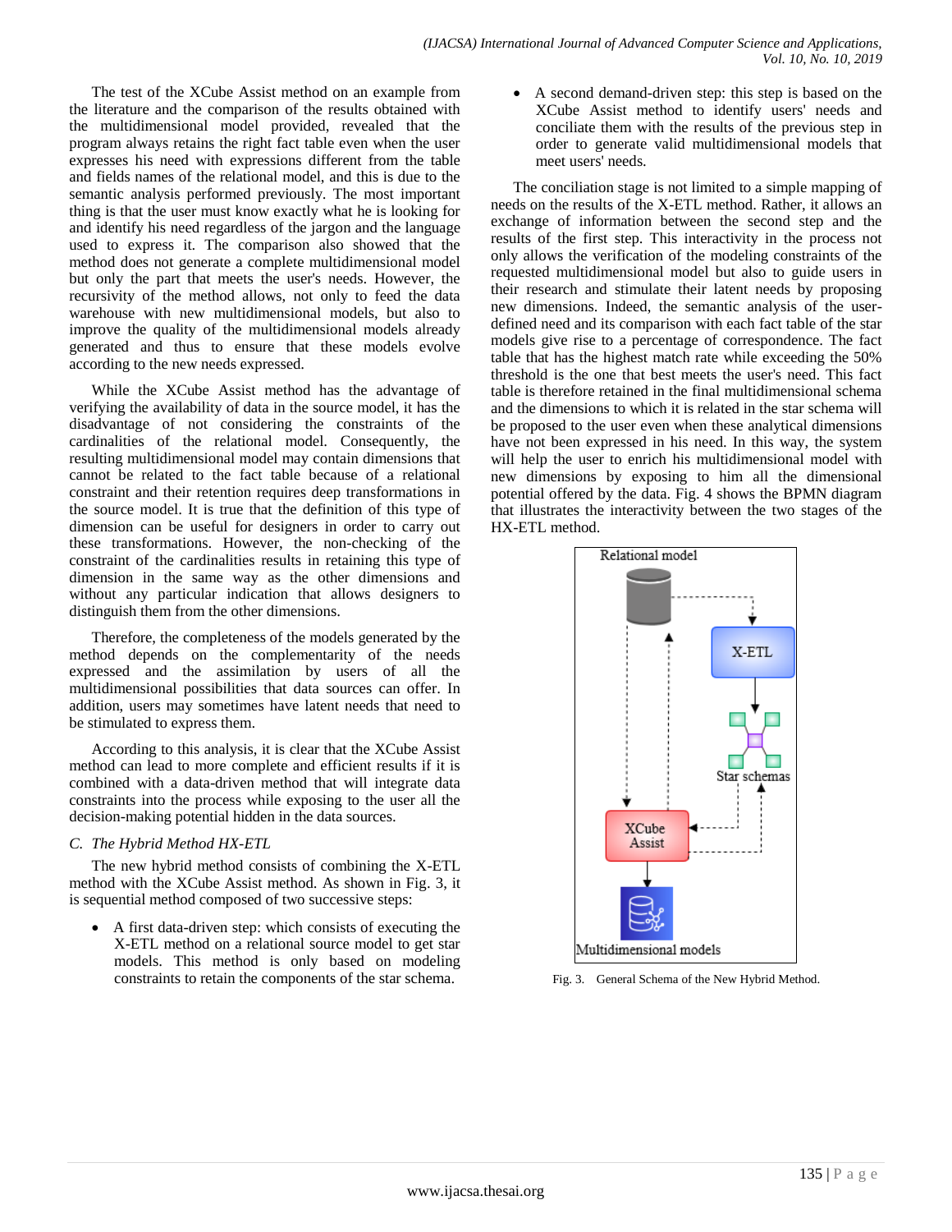The test of the XCube Assist method on an example from the literature and the comparison of the results obtained with the multidimensional model provided, revealed that the program always retains the right fact table even when the user expresses his need with expressions different from the table and fields names of the relational model, and this is due to the semantic analysis performed previously. The most important thing is that the user must know exactly what he is looking for and identify his need regardless of the jargon and the language used to express it. The comparison also showed that the method does not generate a complete multidimensional model but only the part that meets the user's needs. However, the recursivity of the method allows, not only to feed the data warehouse with new multidimensional models, but also to improve the quality of the multidimensional models already generated and thus to ensure that these models evolve according to the new needs expressed.

While the XCube Assist method has the advantage of verifying the availability of data in the source model, it has the disadvantage of not considering the constraints of the cardinalities of the relational model. Consequently, the resulting multidimensional model may contain dimensions that cannot be related to the fact table because of a relational constraint and their retention requires deep transformations in the source model. It is true that the definition of this type of dimension can be useful for designers in order to carry out these transformations. However, the non-checking of the constraint of the cardinalities results in retaining this type of dimension in the same way as the other dimensions and without any particular indication that allows designers to distinguish them from the other dimensions.

Therefore, the completeness of the models generated by the method depends on the complementarity of the needs expressed and the assimilation by users of all the multidimensional possibilities that data sources can offer. In addition, users may sometimes have latent needs that need to be stimulated to express them.

According to this analysis, it is clear that the XCube Assist method can lead to more complete and efficient results if it is combined with a data-driven method that will integrate data constraints into the process while exposing to the user all the decision-making potential hidden in the data sources.

### *C. The Hybrid Method HX-ETL*

The new hybrid method consists of combining the X-ETL method with the XCube Assist method. As shown in Fig. 3, it is sequential method composed of two successive steps:

- A first data-driven step: which consists of executing the X-ETL method on a relational source model to get star models. This method is only based on modeling constraints to retain the components of the star schema.
- A second demand-driven step: this step is based on the XCube Assist method to identify users' needs and conciliate them with the results of the previous step in order to generate valid multidimensional models that meet users' needs.

The conciliation stage is not limited to a simple mapping of needs on the results of the X-ETL method. Rather, it allows an exchange of information between the second step and the results of the first step. This interactivity in the process not only allows the verification of the modeling constraints of the requested multidimensional model but also to guide users in their research and stimulate their latent needs by proposing new dimensions. Indeed, the semantic analysis of the user-defined need and its comparison with each fact table of the star models give rise to a percentage of correspondence. The fact table that has the highest match rate while exceeding the 50% threshold is the one that best meets the user's need. This fact table is therefore retained in the final multidimensional schema and the dimensions to which it is related in the star schema will be proposed to the user even when these analytical dimensions have not been expressed in his need. In this way, the system will help the user to enrich his multidimensional model with new dimensions by exposing to him all the dimensional potential offered by the data. Fig. 4 shows the BPMN diagram that illustrates the interactivity between the two stages of the HX-ETL method.

Relational model

X-ETL

Star schemas

XCube Assist

Multidimensional models

Fig. 3. General Schema of the New Hybrid Method.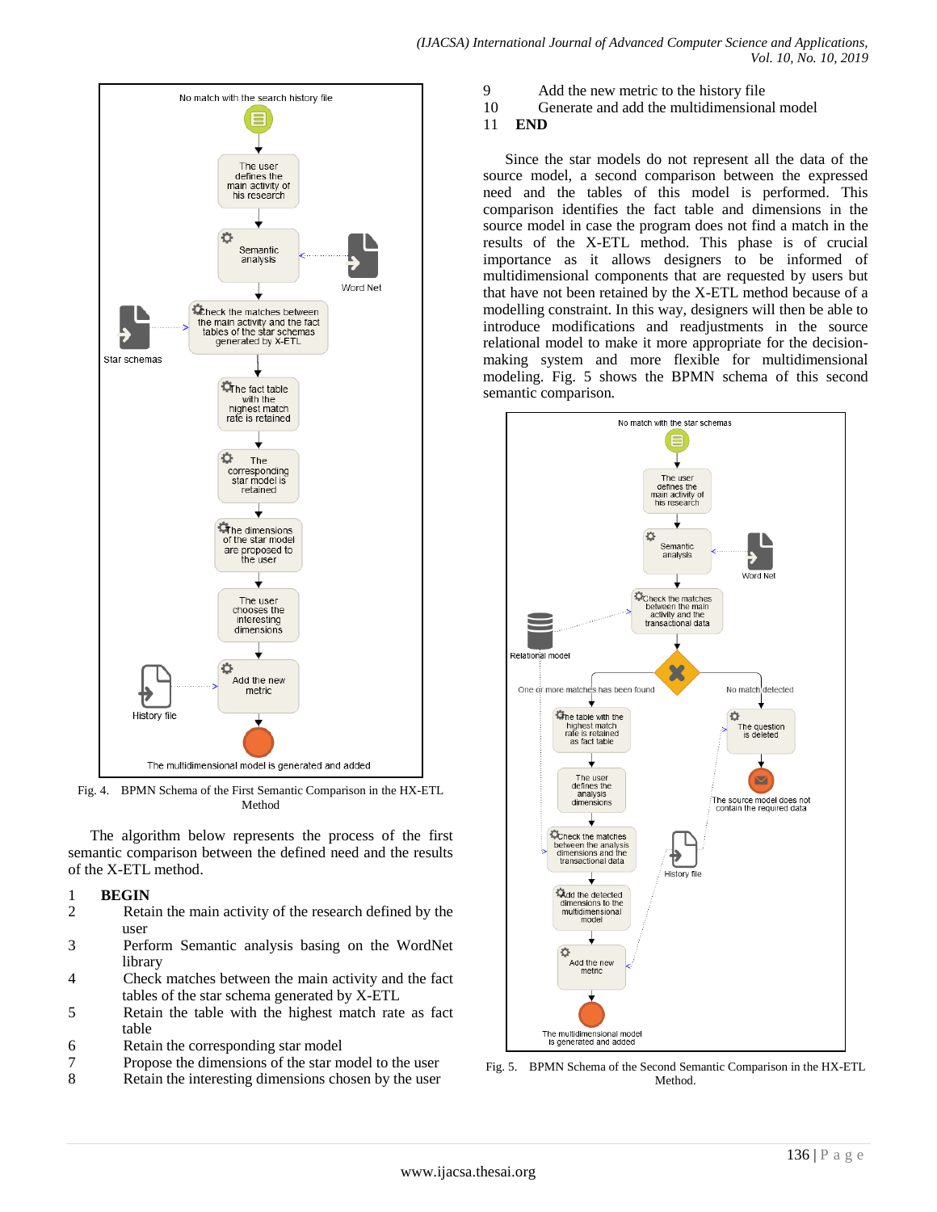Fig. 4. BPMN Schema of the First Semantic Comparison in the HX-ETL Method

The algorithm below represents the process of the first semantic comparison between the defined need and the results of the X-ETL method.

1 **BEGIN**
2 Retain the main activity of the research defined by the user
3 Perform Semantic analysis basing on the WordNet library
4 Check matches between the main activity and the fact tables of the star schema generated by X-ETL
5 Retain the table with the highest match rate as fact table
6 Retain the corresponding star model
7 Propose the dimensions of the star model to the user
8 Retain the interesting dimensions chosen by the user
9 Add the new metric to the history file
10 Generate and add the multidimensional model
11 **END**

Since the star models do not represent all the data of the source model, a second comparison between the expressed need and the tables of this model is performed. This comparison identifies the fact table and dimensions in the source model in case the program does not find a match in the results of the X-ETL method. This phase is of crucial importance as it allows designers to be informed of multidimensional components that are requested by users but that have not been retained by the X-ETL method because of a modelling constraint. In this way, designers will then be able to introduce modifications and readjustments in the source relational model to make it more appropriate for the decision-making system and more flexible for multidimensional modeling. Fig. 5 shows the BPMN schema of this second semantic comparison.

Fig. 5. BPMN Schema of the Second Semantic Comparison in the HX-ETL Method.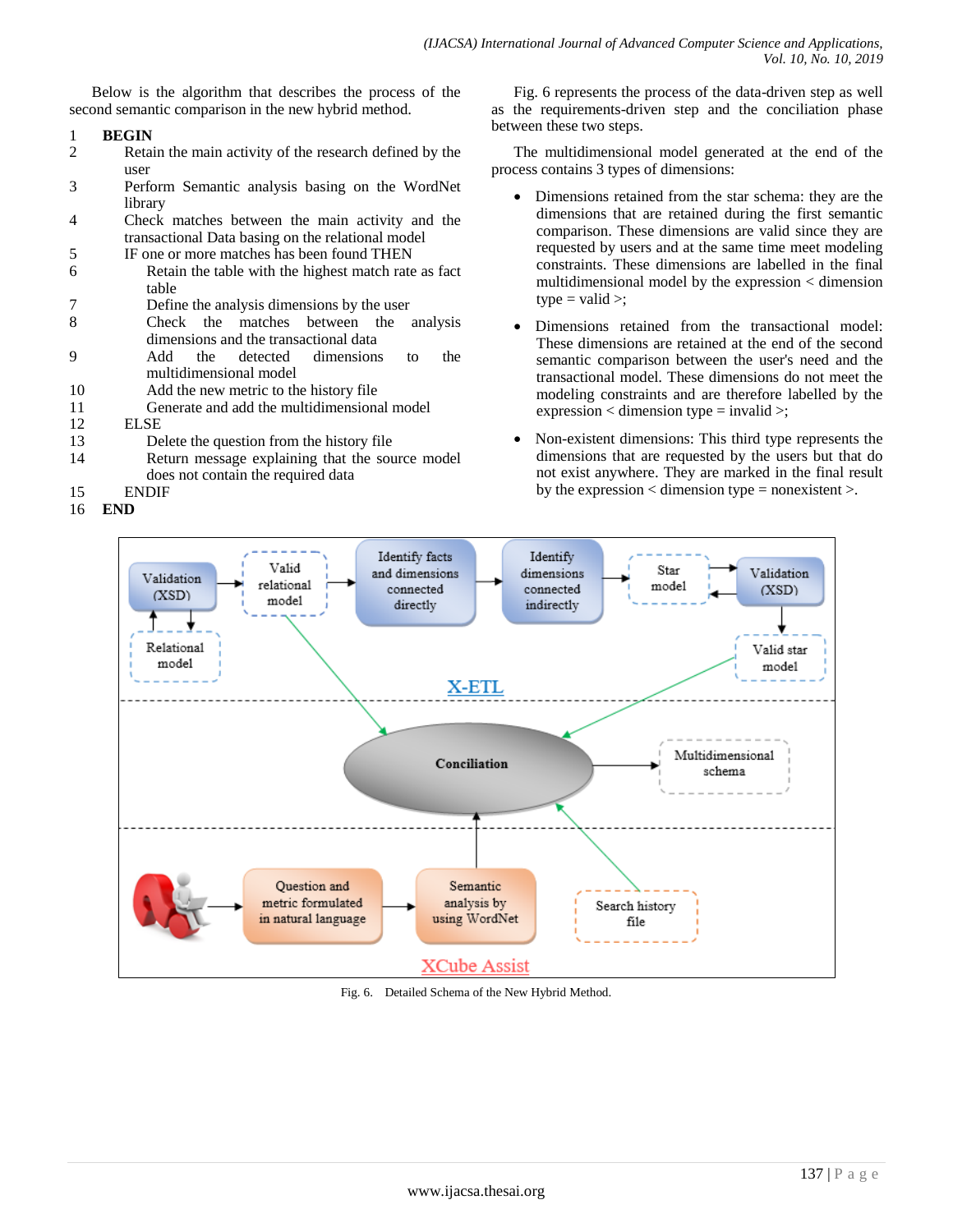Below is the algorithm that describes the process of the second semantic comparison in the new hybrid method.

```
1   BEGIN
2       Retain the main activity of the research defined by the
        user
3       Perform Semantic analysis basing on the WordNet
        library
4       Check matches between the main activity and the
        transactional Data basing on the relational model
5       IF one or more matches has been found THEN
6           Retain the table with the highest match rate as fact
            table
7           Define the analysis dimensions by the user
8           Check the matches between the analysis
            dimensions and the transactional data
9           Add the detected dimensions to the
            multidimensional model
10          Add the new metric to the history file
11          Generate and add the multidimensional model
12      ELSE
13          Delete the question from the history file
14          Return message explaining that the source model
            does not contain the required data
15      ENDIF
16  END
```

Fig. 6 represents the process of the data-driven step as well as the requirements-driven step and the conciliation phase between these two steps.

The multidimensional model generated at the end of the process contains 3 types of dimensions:

- Dimensions retained from the star schema: they are the dimensions that are retained during the first semantic comparison. These dimensions are valid since they are requested by users and at the same time meet modeling constraints. These dimensions are labelled in the final multidimensional model by the expression < dimension type = valid >;
- Dimensions retained from the transactional model: These dimensions are retained at the end of the second semantic comparison between the user's need and the transactional model. These dimensions do not meet the modeling constraints and are therefore labelled by the expression < dimension type = invalid >;
- Non-existent dimensions: This third type represents the dimensions that are requested by the users but that do not exist anywhere. They are marked in the final result by the expression < dimension type = nonexistent >.

Fig. 6. Detailed Schema of the New Hybrid Method.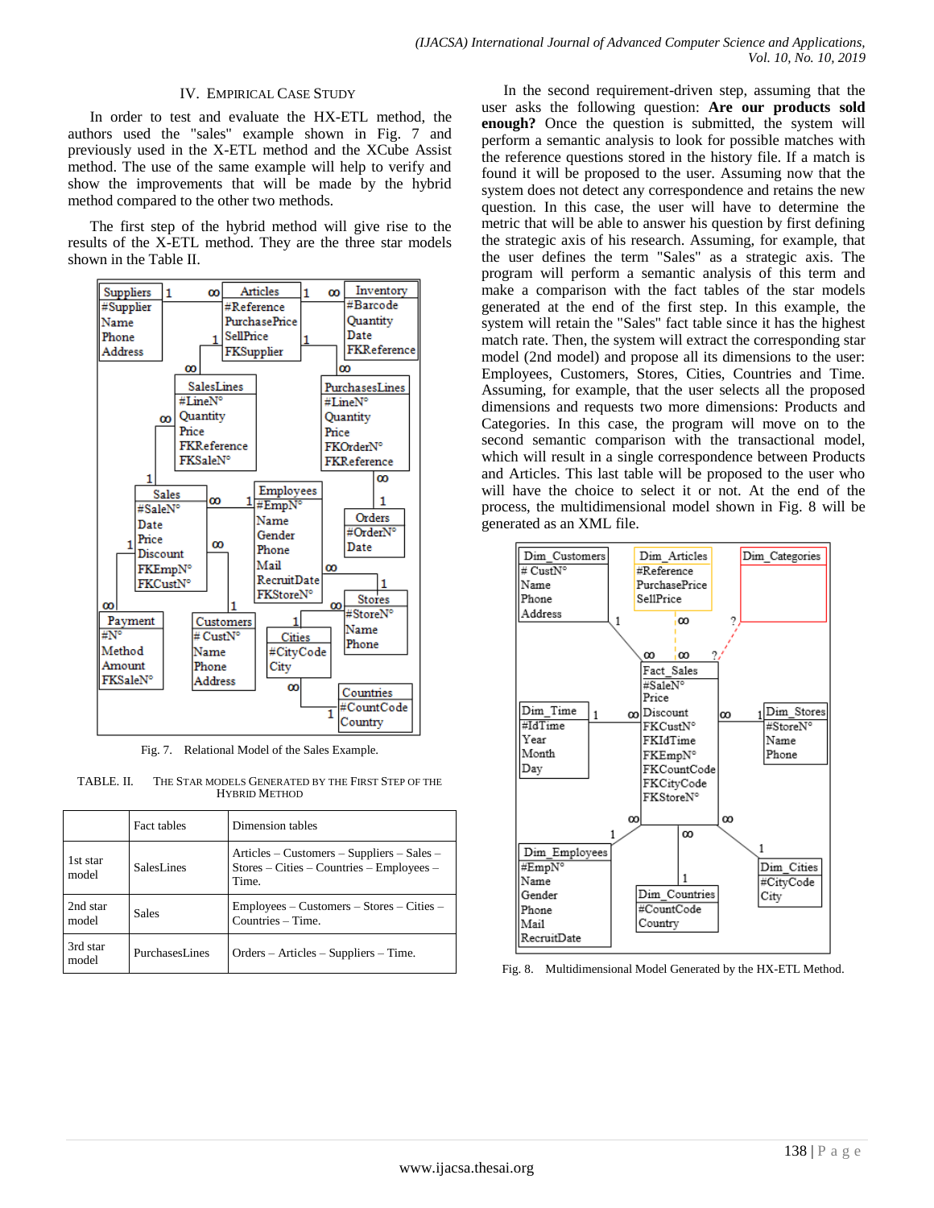## IV. Empirical Case Study

In order to test and evaluate the HX-ETL method, the authors used the "sales" example shown in Fig. 7 and previously used in the X-ETL method and the XCube Assist method. The use of the same example will help to verify and show the improvements that will be made by the hybrid method compared to the other two methods.

The first step of the hybrid method will give rise to the results of the X-ETL method. They are the three star models shown in the Table II.

Fig. 7. Relational Model of the Sales Example.

TABLE. II. The Star Models Generated by the First Step of the Hybrid Method

| | Fact tables | Dimension tables |
|---|---|---|
| 1st star model | SalesLines | Articles – Customers – Suppliers – Sales – Stores – Cities – Countries – Employees – Time. |
| 2nd star model | Sales | Employees – Customers – Stores – Cities – Countries – Time. |
| 3rd star model | PurchasesLines | Orders – Articles – Suppliers – Time. |

In the second requirement-driven step, assuming that the user asks the following question: **Are our products sold enough?** Once the question is submitted, the system will perform a semantic analysis to look for possible matches with the reference questions stored in the history file. If a match is found it will be proposed to the user. Assuming now that the system does not detect any correspondence and retains the new question. In this case, the user will have to determine the metric that will be able to answer his question by first defining the strategic axis of his research. Assuming, for example, that the user defines the term "Sales" as a strategic axis. The program will perform a semantic analysis of this term and make a comparison with the fact tables of the star models generated at the end of the first step. In this example, the system will retain the "Sales" fact table since it has the highest match rate. Then, the system will extract the corresponding star model (2nd model) and propose all its dimensions to the user: Employees, Customers, Stores, Cities, Countries and Time. Assuming, for example, that the user selects all the proposed dimensions and requests two more dimensions: Products and Categories. In this case, the program will move on to the second semantic comparison with the transactional model, which will result in a single correspondence between Products and Articles. This last table will be proposed to the user who will have the choice to select it or not. At the end of the process, the multidimensional model shown in Fig. 8 will be generated as an XML file.

Fig. 8. Multidimensional Model Generated by the HX-ETL Method.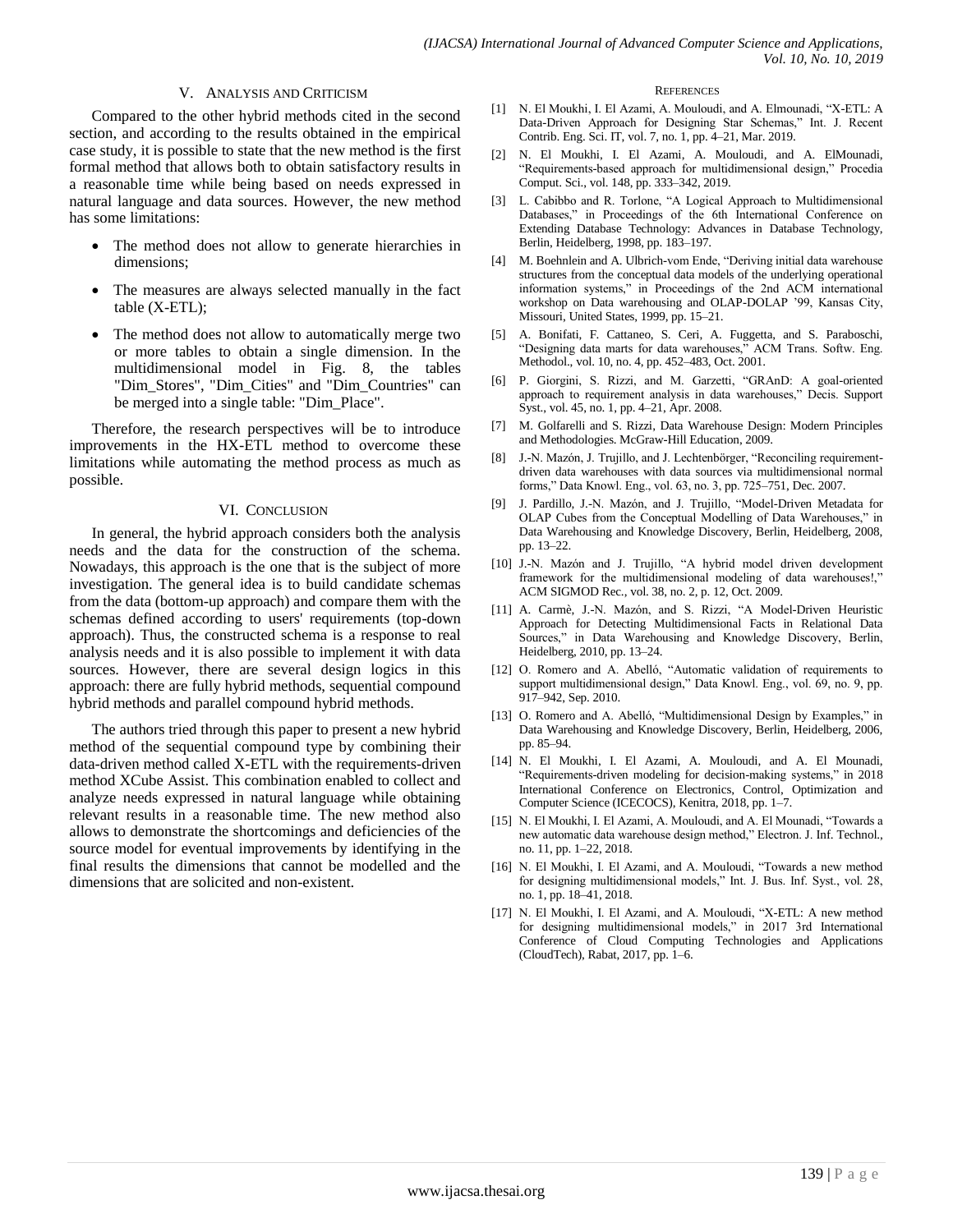## V. Analysis and Criticism

Compared to the other hybrid methods cited in the second section, and according to the results obtained in the empirical case study, it is possible to state that the new method is the first formal method that allows both to obtain satisfactory results in a reasonable time while being based on needs expressed in natural language and data sources. However, the new method has some limitations:

- The method does not allow to generate hierarchies in dimensions;
- The measures are always selected manually in the fact table (X-ETL);
- The method does not allow to automatically merge two or more tables to obtain a single dimension. In the multidimensional model in Fig. 8, the tables "Dim_Stores", "Dim_Cities" and "Dim_Countries" can be merged into a single table: "Dim_Place".

Therefore, the research perspectives will be to introduce improvements in the HX-ETL method to overcome these limitations while automating the method process as much as possible.

## VI. Conclusion

In general, the hybrid approach considers both the analysis needs and the data for the construction of the schema. Nowadays, this approach is the one that is the subject of more investigation. The general idea is to build candidate schemas from the data (bottom-up approach) and compare them with the schemas defined according to users' requirements (top-down approach). Thus, the constructed schema is a response to real analysis needs and it is also possible to implement it with data sources. However, there are several design logics in this approach: there are fully hybrid methods, sequential compound hybrid methods and parallel compound hybrid methods.

The authors tried through this paper to present a new hybrid method of the sequential compound type by combining their data-driven method called X-ETL with the requirements-driven method XCube Assist. This combination enabled to collect and analyze needs expressed in natural language while obtaining relevant results in a reasonable time. The new method also allows to demonstrate the shortcomings and deficiencies of the source model for eventual improvements by identifying in the final results the dimensions that cannot be modelled and the dimensions that are solicited and non-existent.

## References

[1] N. El Moukhi, I. El Azami, A. Mouloudi, and A. Elmounadi, “X-ETL: A Data-Driven Approach for Designing Star Schemas,” Int. J. Recent Contrib. Eng. Sci. IT, vol. 7, no. 1, pp. 4–21, Mar. 2019.

[2] N. El Moukhi, I. El Azami, A. Mouloudi, and A. ElMounadi, “Requirements-based approach for multidimensional design,” Procedia Comput. Sci., vol. 148, pp. 333–342, 2019.

[3] L. Cabibbo and R. Torlone, “A Logical Approach to Multidimensional Databases,” in Proceedings of the 6th International Conference on Extending Database Technology: Advances in Database Technology, Berlin, Heidelberg, 1998, pp. 183–197.

[4] M. Boehnlein and A. Ulbrich-vom Ende, “Deriving initial data warehouse structures from the conceptual data models of the underlying operational information systems,” in Proceedings of the 2nd ACM international workshop on Data warehousing and OLAP-DOLAP ’99, Kansas City, Missouri, United States, 1999, pp. 15–21.

[5] A. Bonifati, F. Cattaneo, S. Ceri, A. Fuggetta, and S. Paraboschi, “Designing data marts for data warehouses,” ACM Trans. Softw. Eng. Methodol., vol. 10, no. 4, pp. 452–483, Oct. 2001.

[6] P. Giorgini, S. Rizzi, and M. Garzetti, “GRAnD: A goal-oriented approach to requirement analysis in data warehouses,” Decis. Support Syst., vol. 45, no. 1, pp. 4–21, Apr. 2008.

[7] M. Golfarelli and S. Rizzi, Data Warehouse Design: Modern Principles and Methodologies. McGraw-Hill Education, 2009.

[8] J.-N. Mazón, J. Trujillo, and J. Lechtenbörger, “Reconciling requirement-driven data warehouses with data sources via multidimensional normal forms,” Data Knowl. Eng., vol. 63, no. 3, pp. 725–751, Dec. 2007.

[9] J. Pardillo, J.-N. Mazón, and J. Trujillo, “Model-Driven Metadata for OLAP Cubes from the Conceptual Modelling of Data Warehouses,” in Data Warehousing and Knowledge Discovery, Berlin, Heidelberg, 2008, pp. 13–22.

[10] J.-N. Mazón and J. Trujillo, “A hybrid model driven development framework for the multidimensional modeling of data warehouses!,” ACM SIGMOD Rec., vol. 38, no. 2, p. 12, Oct. 2009.

[11] A. Carmè, J.-N. Mazón, and S. Rizzi, “A Model-Driven Heuristic Approach for Detecting Multidimensional Facts in Relational Data Sources,” in Data Warehousing and Knowledge Discovery, Berlin, Heidelberg, 2010, pp. 13–24.

[12] O. Romero and A. Abelló, “Automatic validation of requirements to support multidimensional design,” Data Knowl. Eng., vol. 69, no. 9, pp. 917–942, Sep. 2010.

[13] O. Romero and A. Abelló, “Multidimensional Design by Examples,” in Data Warehousing and Knowledge Discovery, Berlin, Heidelberg, 2006, pp. 85–94.

[14] N. El Moukhi, I. El Azami, A. Mouloudi, and A. El Mounadi, “Requirements-driven modeling for decision-making systems,” in 2018 International Conference on Electronics, Control, Optimization and Computer Science (ICECOCS), Kenitra, 2018, pp. 1–7.

[15] N. El Moukhi, I. El Azami, A. Mouloudi, and A. El Mounadi, “Towards a new automatic data warehouse design method,” Electron. J. Inf. Technol., no. 11, pp. 1–22, 2018.

[16] N. El Moukhi, I. El Azami, and A. Mouloudi, “Towards a new method for designing multidimensional models,” Int. J. Bus. Inf. Syst., vol. 28, no. 1, pp. 18–41, 2018.

[17] N. El Moukhi, I. El Azami, and A. Mouloudi, “X-ETL: A new method for designing multidimensional models,” in 2017 3rd International Conference of Cloud Computing Technologies and Applications (CloudTech), Rabat, 2017, pp. 1–6.